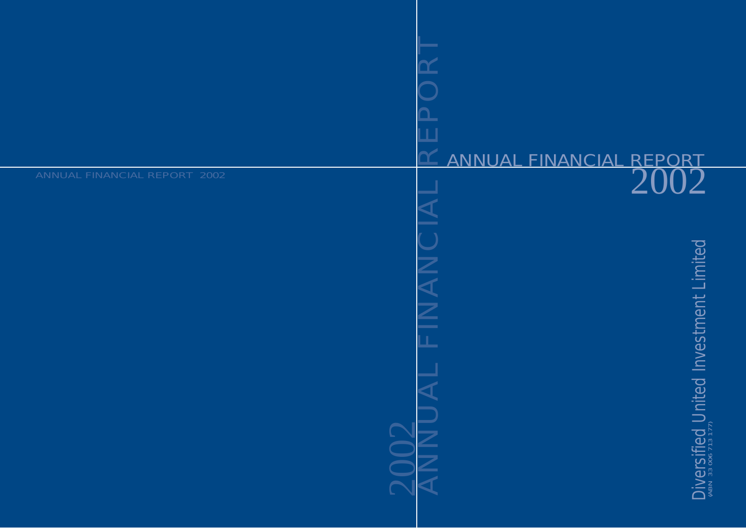# ANNUAL FINANCIAL REPORT 2002

ANNUAL FINANCIAL REPORT 2002

2002 ANNUAL FINANCIAL REPORT

Diversified United Investment Limited

(ABN 33 006 713 177)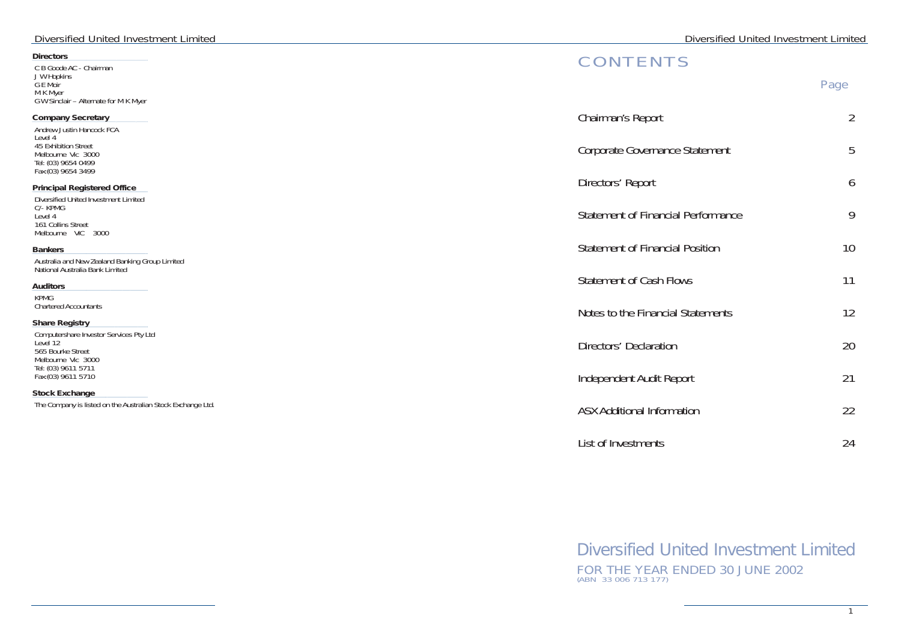## Directors

C B Goode AC - Chairman
J W Hopkins
G E Moir
M K Myer
G W Sinclair – Alternate for M K Myer

## Company Secretary

Andrew Justin Hancock FCA
Level 4
45 Exhibition Street
Melbourne Vic 3000
Tel: (03) 9654 0499
Fax:(03) 9654 3499

## Principal Registered Office

Diversified United Investment Limited
C/- KPMG
Level 4
161 Collins Street
Melbourne VIC 3000

## Bankers

Australia and New Zealand Banking Group Limited
National Australia Bank Limited

## Auditors

KPMG
Chartered Accountants

## Share Registry

Computershare Investor Services Pty Ltd
Level 12
565 Bourke Street
Melbourne Vic 3000
Tel: (03) 9611 5711
Fax:(03) 9611 5710

## Stock Exchange

The Company is listed on the Australian Stock Exchange Ltd.

# CONTENTS

| | Page |
|---|---|
| Chairman's Report | 2 |
| Corporate Governance Statement | 5 |
| Directors' Report | 6 |
| Statement of Financial Performance | 9 |
| Statement of Financial Position | 10 |
| Statement of Cash Flows | 11 |
| Notes to the Financial Statements | 12 |
| Directors' Declaration | 20 |
| Independent Audit Report | 21 |
| ASX Additional Information | 22 |
| List of Investments | 24 |

# Diversified United Investment Limited

FOR THE YEAR ENDED 30 JUNE 2002
(ABN 33 006 713 177)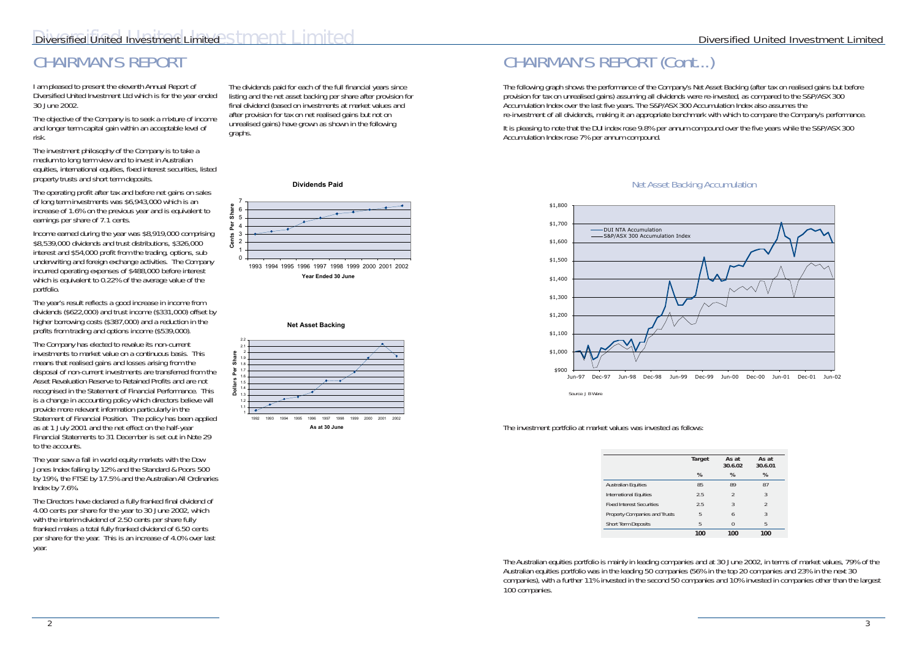# CHAIRMAN'S REPORT

I am pleased to present the eleventh Annual Report of Diversified United Investment Ltd which is for the year ended 30 June 2002.

The objective of the Company is to seek a mixture of income and longer term capital gain within an acceptable level of risk.

The investment philosophy of the Company is to take a medium to long term view and to invest in Australian equities, international equities, fixed interest securities, listed property trusts and short term deposits.

The operating profit after tax and before net gains on sales of long term investments was $6,943,000 which is an increase of 1.6% on the previous year and is equivalent to earnings per share of 7.1 cents.

Income earned during the year was $8,919,000 comprising $8,539,000 dividends and trust distributions, $326,000 interest and $54,000 profit from the trading, options, sub underwriting and foreign exchange activities. The Company incurred operating expenses of $488,000 before interest which is equivalent to 0.22% of the average value of the portfolio.

The year's result reflects a good increase in income from dividends ($622,000) and trust income ($331,000) offset by higher borrowing costs ($387,000) and a reduction in the profits from trading and options income ($539,000).

The Company has elected to revalue its non-current investments to market value on a continuous basis. This means that realised gains and losses arising from the disposal of non-current investments are transferred from the Asset Revaluation Reserve to Retained Profits and are not recognised in the Statement of Financial Performance. This is a change in accounting policy which directors believe will provide more relevant information particularly in the Statement of Financial Position. The policy has been applied as at 1 July 2001 and the net effect on the half-year Financial Statements to 31 December is set out in Note 29 to the accounts.

The year saw a fall in world equity markets with the Dow Jones Index falling by 12% and the Standard & Poors 500 by 19%, the FTSE by 17.5% and the Australian All Ordinaries Index by 7.6%.

The Directors have declared a fully franked final dividend of 4.00 cents per share for the year to 30 June 2002, which with the interim dividend of 2.50 cents per share fully franked makes a total fully franked dividend of 6.50 cents per share for the year. This is an increase of 4.0% over last year.

The dividends paid for each of the full financial years since listing and the net asset backing per share after provision for final dividend (based on investments at market values and after provision for tax on net realised gains but not on unrealised gains) have grown as shown in the following graphs.

**Dividends Paid**

**Net Asset Backing**

# CHAIRMAN'S REPORT (Cont...)

The following graph shows the performance of the Company's Net Asset Backing (after tax on realised gains but before provision for tax on unrealised gains) assuming all dividends were re-invested, as compared to the S&P/ASX 300 Accumulation Index over the last five years. The S&P/ASX 300 Accumulation Index also assumes the re-investment of all dividends, making it an appropriate benchmark with which to compare the Company's performance.

It is pleasing to note that the DUI index rose 9.8% per annum compound over the five years while the S&P/ASX 300 Accumulation Index rose 7% per annum compound.

**Net Asset Backing Accumulation**

Source: J B Were

The investment portfolio at market values was invested as follows:

| | Target | As at 30.6.02 | As at 30.6.01 |
|---|---|---|---|
| | % | % | % |
| Australian Equities | 85 | 89 | 87 |
| International Equities | 2.5 | 2 | 3 |
| Fixed Interest Securities | 2.5 | 3 | 2 |
| Property Companies and Trusts | 5 | 6 | 3 |
| Short Term Deposits | 5 | 0 | 5 |
| | **100** | **100** | **100** |

The Australian equities portfolio is mainly in leading companies and at 30 June 2002, in terms of market values, 79% of the Australian equities portfolio was in the leading 50 companies (56% in the top 20 companies and 23% in the next 30 companies), with a further 11% invested in the second 50 companies and 10% invested in companies other than the largest 100 companies.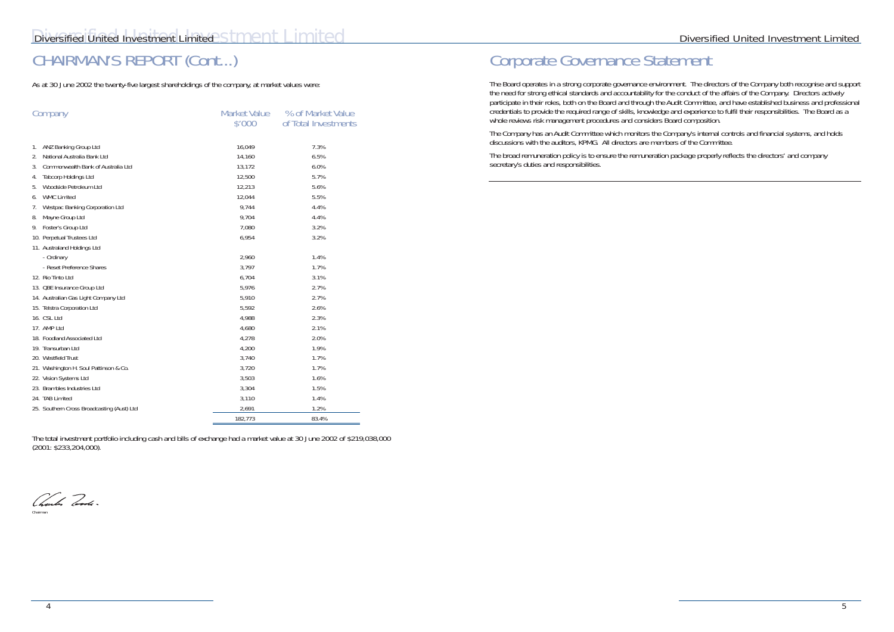# CHAIRMAN'S REPORT (Cont...)

As at 30 June 2002 the twenty-five largest shareholdings of the company, at market values were:

| Company | Market Value $'000 | % of Market Value of Total Investments |
|---|---|---|
| 1. ANZ Banking Group Ltd | 16,049 | 7.3% |
| 2. National Australia Bank Ltd | 14,160 | 6.5% |
| 3. Commonwealth Bank of Australia Ltd | 13,172 | 6.0% |
| 4. Tabcorp Holdings Ltd | 12,500 | 5.7% |
| 5. Woodside Petroleum Ltd | 12,213 | 5.6% |
| 6. WMC Limited | 12,044 | 5.5% |
| 7. Westpac Banking Corporation Ltd | 9,744 | 4.4% |
| 8. Mayne Group Ltd | 9,704 | 4.4% |
| 9. Foster's Group Ltd | 7,080 | 3.2% |
| 10. Perpetual Trustees Ltd | 6,954 | 3.2% |
| 11. Australand Holdings Ltd | | |
| - Ordinary | 2,960 | 1.4% |
| - Reset Preference Shares | 3,797 | 1.7% |
| 12. Rio Tinto Ltd | 6,704 | 3.1% |
| 13. QBE Insurance Group Ltd | 5,976 | 2.7% |
| 14. Australian Gas Light Company Ltd | 5,910 | 2.7% |
| 15. Telstra Corporation Ltd | 5,592 | 2.6% |
| 16. CSL Ltd | 4,988 | 2.3% |
| 17. AMP Ltd | 4,680 | 2.1% |
| 18. Foodland Associated Ltd | 4,278 | 2.0% |
| 19. Transurban Ltd | 4,200 | 1.9% |
| 20. Westfield Trust | 3,740 | 1.7% |
| 21. Washington H. Soul Pattinson & Co. | 3,720 | 1.7% |
| 22. Vision Systems Ltd | 3,503 | 1.6% |
| 23. Brambles Industries Ltd | 3,304 | 1.5% |
| 24. TAB Limited | 3,110 | 1.4% |
| 25. Southern Cross Broadcasting (Aust) Ltd | 2,691 | 1.2% |
| | 182,773 | 83.4% |

The total investment portfolio including cash and bills of exchange had a market value at 30 June 2002 of $219,038,000 (2001: $233,204,000).

Chairman

# Corporate Governance Statement

The Board operates in a strong corporate governance environment. The directors of the Company both recognise and support the need for strong ethical standards and accountability for the conduct of the affairs of the Company. Directors actively participate in their roles, both on the Board and through the Audit Committee, and have established business and professional credentials to provide the required range of skills, knowledge and experience to fulfil their responsibilities. The Board as a whole reviews risk management procedures and considers Board composition.

The Company has an Audit Committee which monitors the Company's internal controls and financial systems, and holds discussions with the auditors, KPMG. All directors are members of the Committee.

The broad remuneration policy is to ensure the remuneration package properly reflects the directors' and company secretary's duties and responsibilities.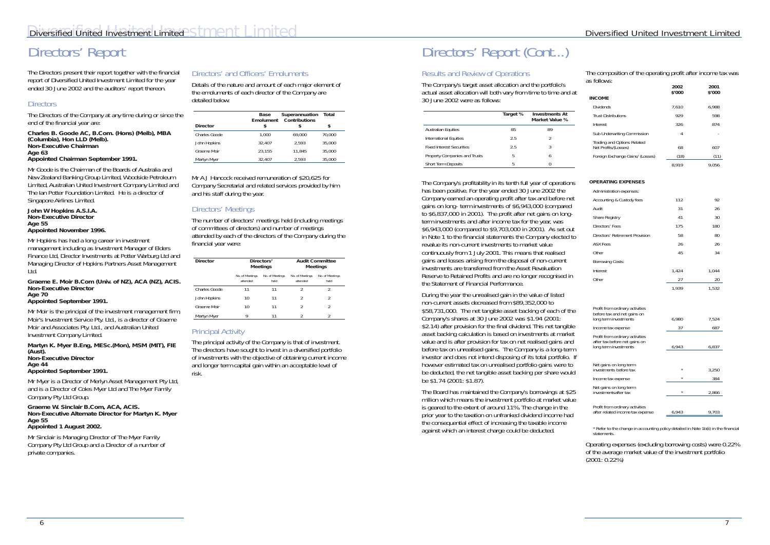# Directors' Report

The Directors present their report together with the financial report of Diversified United Investment Limited for the year ended 30 June 2002 and the auditors' report thereon.

## Directors

The Directors of the Company at any time during or since the end of the financial year are:

**Charles B. Goode AC, B.Com. (Hons) (Melb), MBA (Columbia), Hon LLD (Melb).**
**Non-Executive Chairman**
**Age 63**
**Appointed Chairman September 1991.**

Mr Goode is the Chairman of the Boards of Australia and New Zealand Banking Group Limited, Woodside Petroleum Limited, Australian United Investment Company Limited and The Ian Potter Foundation Limited. He is a director of Singapore Airlines Limited.

**John W Hopkins A.S.I.A.**
**Non-Executive Director**
**Age 55**
**Appointed November 1996.**

Mr Hopkins has had a long career in investment management including as Investment Manager of Elders Finance Ltd, Director Investments at Potter Warburg Ltd and Managing Director of Hopkins Partners Asset Management Ltd.

**Graeme E. Moir B.Com (Univ. of NZ), ACA (NZ), ACIS.**
**Non-Executive Director**
**Age 70**
**Appointed September 1991.**

Mr Moir is the principal of the investment management firm, Moir's Investment Service Pty. Ltd., is a director of Graeme Moir and Associates Pty. Ltd., and Australian United Investment Company Limited.

**Martyn K. Myer B.Eng, MESc.(Mon), MSM (MIT), FIE (Aust).**
**Non-Executive Director**
**Age 44**
**Appointed September 1991.**

Mr Myer is a Director of Merlyn Asset Management Pty Ltd, and is a Director of Coles Myer Ltd and The Myer Family Company Pty Ltd Group.

**Graeme W. Sinclair B.Com, ACA, ACIS.**
**Non-Executive Alternate Director for Martyn K. Myer**
**Age 55**
**Appointed 1 August 2002.**

Mr Sinclair is Managing Director of The Myer Family Company Pty Ltd Group and a Director of a number of private companies.

## Directors' and Officers' Emoluments

Details of the nature and amount of each major element of the emoluments of each director of the Company are detailed below:

| Director | Base Emolument $ | Superannuation Contributions $ | Total $ |
|---|---|---|---|
| Charles Goode | 1,000 | 69,000 | 70,000 |
| John Hopkins | 32,407 | 2,593 | 35,000 |
| Graeme Moir | 23,155 | 11,845 | 35,000 |
| Martyn Myer | 32,407 | 2,593 | 35,000 |

Mr A J Hancock received remuneration of $20,625 for Company Secretarial and related services provided by him and his staff during the year.

## Directors' Meetings

The number of directors' meetings held (including meetings of committees of directors) and number of meetings attended by each of the directors of the Company during the financial year were:

| Director | Directors' Meetings | | Audit Committee Meetings | |
|---|---|---|---|---|
| | No. of Meetings attended | No. of Meetings held | No. of Meetings attended | No. of Meetings held |
| Charles Goode | 11 | 11 | 2 | 2 |
| John Hopkins | 10 | 11 | 2 | 2 |
| Graeme Moir | 10 | 11 | 2 | 2 |
| Martyn Myer | 9 | 11 | 2 | 2 |

## Principal Activity

The principal activity of the Company is that of investment. The directors have sought to invest in a diversified portfolio of investments with the objective of obtaining current income and longer term capital gain within an acceptable level of risk.

# Directors' Report (Cont...)

## Results and Review of Operations

The Company's target asset allocation and the portfolio's actual asset allocation will both vary from time to time and at 30 June 2002 were as follows:

| | Target % | Investments At Market Value % |
|---|---|---|
| Australian Equities | 85 | 89 |
| International Equities | 2.5 | 2 |
| Fixed Interest Securities | 2.5 | 3 |
| Property Companies and Trusts | 5 | 6 |
| Short Term Deposits | 5 | 0 |

The Company's profitability in its tenth full year of operations has been positive. For the year ended 30 June 2002 the Company earned an operating profit after tax and before net gains on long- term investments of $6,943,000 (compared to $6,837,000 in 2001). The profit after net gains on long-term investments and after income tax for the year, was $6,943,000 (compared to $9,703,000 in 2001). As set out in Note 1 to the financial statements the Company elected to revalue its non-current investments to market value continuously from 1 July 2001. This means that realised gains and losses arising from the disposal of non-current investments are transferred from the Asset Revaluation Reserve to Retained Profits and are no longer recognised in the Statement of Financial Performance.

During the year the unrealised gain in the value of listed non-current assets decreased from $89,352,000 to $58,731,000. The net tangible asset backing of each of the Company's shares at 30 June 2002 was $1.94 (2001: $2.14) after provision for the final dividend. This net tangible asset backing calculation is based on investments at market value and is after provision for tax on net realised gains and before tax on unrealised gains. The Company is a long-term investor and does not intend disposing of its total portfolio. If however estimated tax on unrealised portfolio gains were to be deducted, the net tangible asset backing per share would be $1.74 (2001: $1.87).

The Board has maintained the Company's borrowings at $25 million which means the investment portfolio at market value is geared to the extent of around 11%. The change in the prior year to the taxation on unfranked dividend income had the consequential effect of increasing the taxable income against which an interest charge could be deducted.

The composition of the operating profit after income tax was as follows:

| | 2002 $'000 | 2001 $'000 |
|---|---|---|
| **INCOME** | | |
| Dividends | 7,610 | 6,988 |
| Trust Distributions | 929 | 598 |
| Interest | 326 | 874 |
| Sub Underwriting Commission | 4 | - |
| Trading and Options Related Net Profits/(Losses) | 68 | 607 |
| Foreign Exchange Gains/ (Losses) | (18) | (11) |
| | 8,919 | 9,056 |
| **OPERATING EXPENSES** | | |
| Administration expenses: | | |
| Accounting & Custody fees | 112 | 92 |
| Audit | 31 | 26 |
| Share Registry | 41 | 30 |
| Directors' Fees | 175 | 180 |
| Directors' Retirement Provision | 58 | 80 |
| ASX Fees | 26 | 26 |
| Other | 45 | 34 |
| Borrowing Costs: | | |
| Interest | 1,424 | 1,044 |
| Other | 27 | 20 |
| | 1,939 | 1,532 |
| Profit from ordinary activities before tax and net gains on long term investments | 6,980 | 7,524 |
| Income tax expense | 37 | 687 |
| Profit from ordinary activities after tax before net gains on long term investments | 6,943 | 6,837 |
| Net gains on long term investments before tax | * | 3,250 |
| Income tax expense | * | 384 |
| Net gains on long term investments after tax | * | 2,866 |
| Profit from ordinary activities after related income tax expense | 6,943 | 9,703 |

\* Refer to the change in accounting policy detailed in Note 1b(ii) in the financial statements.

Operating expenses (excluding borrowing costs) were 0.22% of the average market value of the investment portfolio (2001: 0.22%)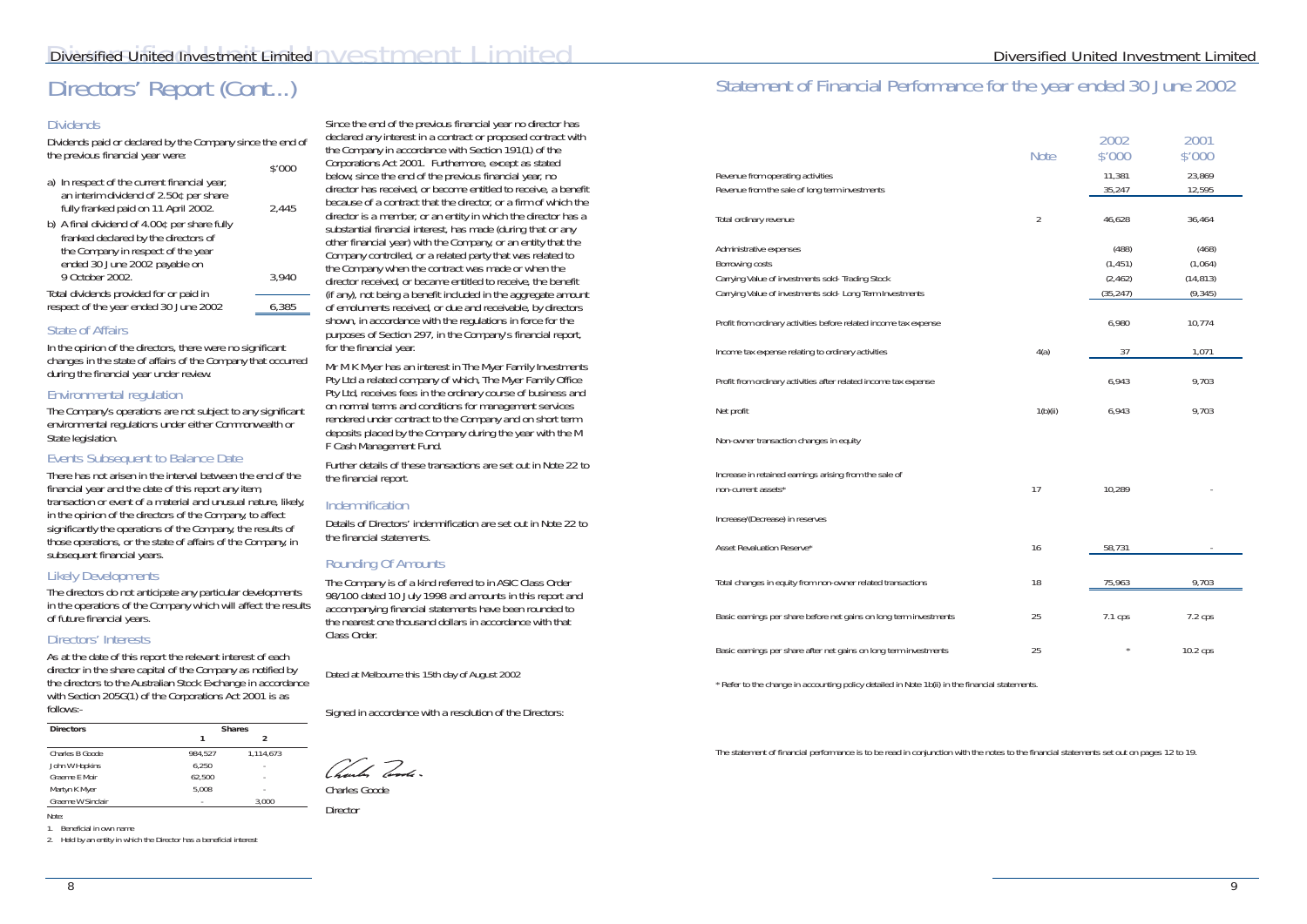# Directors' Report (Cont...)

## Dividends

Dividends paid or declared by the Company since the end of the previous financial year were:

| | \$'000 |
|---|---|
| a) In respect of the current financial year, an interim dividend of 2.50¢ per share fully franked paid on 11 April 2002. | 2,445 |
| b) A final dividend of 4.00¢ per share fully franked declared by the directors of the Company in respect of the year ended 30 June 2002 payable on 9 October 2002. | 3,940 |
| Total dividends provided for or paid in respect of the year ended 30 June 2002 | 6,385 |

## State of Affairs

In the opinion of the directors, there were no significant changes in the state of affairs of the Company that occurred during the financial year under review.

## Environmental regulation

The Company's operations are not subject to any significant environmental regulations under either Commonwealth or State legislation.

## Events Subsequent to Balance Date

There has not arisen in the interval between the end of the financial year and the date of this report any item, transaction or event of a material and unusual nature, likely, in the opinion of the directors of the Company, to affect significantly the operations of the Company, the results of those operations, or the state of affairs of the Company, in subsequent financial years.

## Likely Developments

The directors do not anticipate any particular developments in the operations of the Company which will affect the results of future financial years.

## Directors' Interests

As at the date of this report the relevant interest of each director in the share capital of the Company as notified by the directors to the Australian Stock Exchange in accordance with Section 205G(1) of the Corporations Act 2001 is as follows:-

| Directors | Shares | |
|---|---|---|
| | 1 | 2 |
| Charles B Goode | 984,527 | 1,114,673 |
| John W Hopkins | 6,250 | - |
| Graeme E Moir | 62,500 | - |
| Martyn K Myer | 5,008 | - |
| Graeme W Sinclair | - | 3,000 |

Note:

1. Beneficial in own name
2. Held by an entity in which the Director has a beneficial interest

Since the end of the previous financial year no director has declared any interest in a contract or proposed contract with the Company in accordance with Section 191(1) of the Corporations Act 2001. Furthermore, except as stated below, since the end of the previous financial year, no director has received, or become entitled to receive, a benefit because of a contract that the director, or a firm of which the director is a member, or an entity in which the director has a substantial financial interest, has made (during that or any other financial year) with the Company, or an entity that the Company controlled, or a related party that was related to the Company when the contract was made or when the director received, or became entitled to receive, the benefit (if any), not being a benefit included in the aggregate amount of emoluments received, or due and receivable, by directors shown, in accordance with the regulations in force for the purposes of Section 297, in the Company's financial report, for the financial year.

Mr M K Myer has an interest in The Myer Family Investments Pty Ltd a related company of which, The Myer Family Office Pty Ltd, receives fees in the ordinary course of business and on normal terms and conditions for management services rendered under contract to the Company and on short term deposits placed by the Company during the year with the M F Cash Management Fund.

Further details of these transactions are set out in Note 22 to the financial report.

## Indemnification

Details of Directors' indemnification are set out in Note 22 to the financial statements.

## Rounding Of Amounts

The Company is of a kind referred to in ASIC Class Order 98/100 dated 10 July 1998 and amounts in this report and accompanying financial statements have been rounded to the nearest one thousand dollars in accordance with that Class Order.

Dated at Melbourne this 15th day of August 2002

Signed in accordance with a resolution of the Directors:

Charles Goode

Director

# Statement of Financial Performance for the year ended 30 June 2002

| | Note | 2002 \$'000 | 2001 \$'000 |
|---|---|---|---|
| Revenue from operating activities | | 11,381 | 23,869 |
| Revenue from the sale of long term investments | | 35,247 | 12,595 |
| Total ordinary revenue | 2 | 46,628 | 36,464 |
| Administrative expenses | | (488) | (468) |
| Borrowing costs | | (1,451) | (1,064) |
| Carrying Value of investments sold- Trading Stock | | (2,462) | (14,813) |
| Carrying Value of investments sold- Long Term Investments | | (35,247) | (9,345) |
| Profit from ordinary activities before related income tax expense | | 6,980 | 10,774 |
| Income tax expense relating to ordinary activities | 4(a) | 37 | 1,071 |
| Profit from ordinary activities after related income tax expense | | 6,943 | 9,703 |
| Net profit | 1(b)(ii) | 6,943 | 9,703 |
| Non-owner transaction changes in equity | | | |
| Increase in retained earnings arising from the sale of non-current assets* | 17 | 10,289 | - |
| Increase/(Decrease) in reserves | | | |
| Asset Revaluation Reserve* | 16 | 58,731 | - |
| Total changes in equity from non-owner related transactions | 18 | 75,963 | 9,703 |
| Basic earnings per share before net gains on long term investments | 25 | 7.1 cps | 7.2 cps |
| Basic earnings per share after net gains on long term investments | 25 | * | 10.2 cps |

\* Refer to the change in accounting policy detailed in Note 1(b)(ii) in the financial statements.

The statement of financial performance is to be read in conjunction with the notes to the financial statements set out on pages 12 to 19.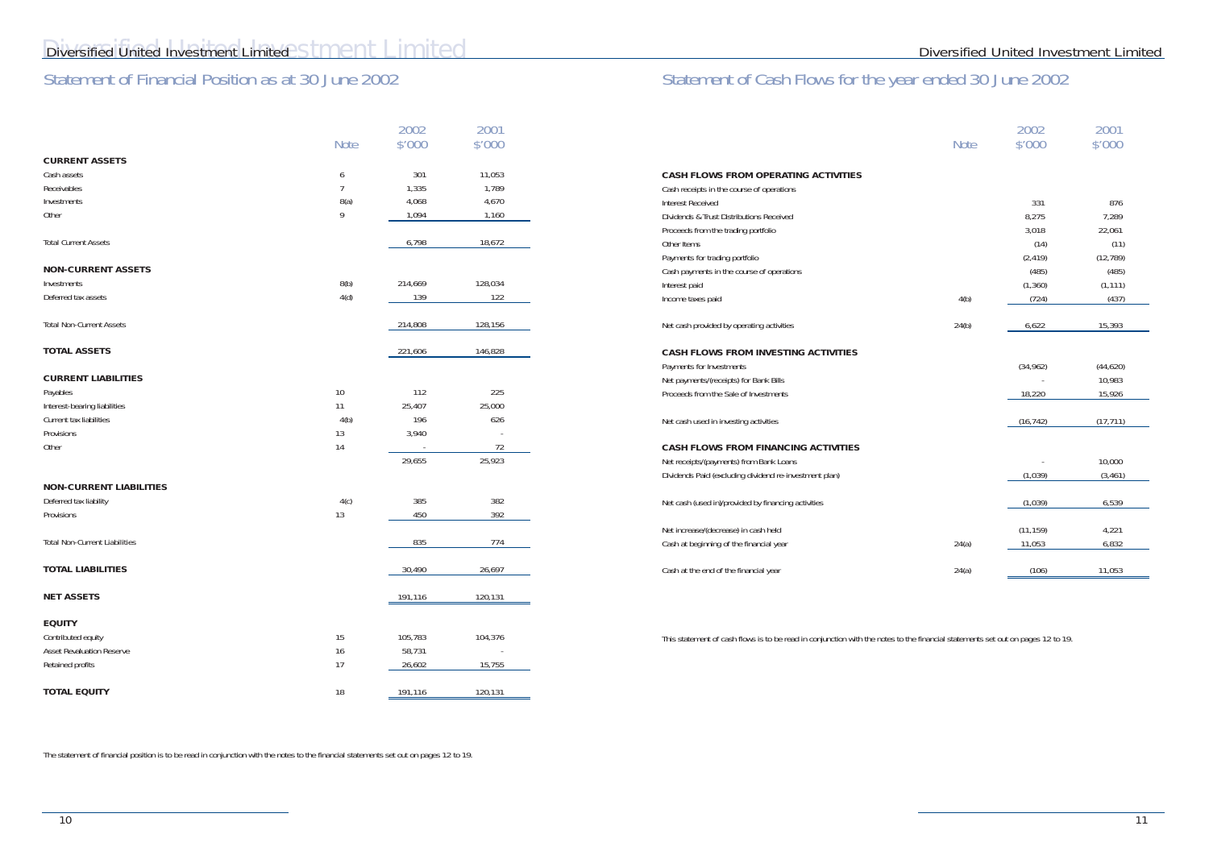## Statement of Financial Position as at 30 June 2002

| | Note | 2002 $'000 | 2001 $'000 |
|---|---|---|---|
| **CURRENT ASSETS** | | | |
| Cash assets | 6 | 301 | 11,053 |
| Receivables | 7 | 1,335 | 1,789 |
| Investments | 8(a) | 4,068 | 4,670 |
| Other | 9 | 1,094 | 1,160 |
| Total Current Assets | | 6,798 | 18,672 |
| **NON-CURRENT ASSETS** | | | |
| Investments | 8(b) | 214,669 | 128,034 |
| Deferred tax assets | 4(d) | 139 | 122 |
| Total Non-Current Assets | | 214,808 | 128,156 |
| **TOTAL ASSETS** | | 221,606 | 146,828 |
| **CURRENT LIABILITIES** | | | |
| Payables | 10 | 112 | 225 |
| Interest-bearing liabilities | 11 | 25,407 | 25,000 |
| Current tax liabilities | 4(b) | 196 | 626 |
| Provisions | 13 | 3,940 | - |
| Other | 14 | - | 72 |
| | | 29,655 | 25,923 |
| **NON-CURRENT LIABILITIES** | | | |
| Deferred tax liability | 4(c) | 385 | 382 |
| Provisions | 13 | 450 | 392 |
| Total Non-Current Liabilities | | 835 | 774 |
| **TOTAL LIABILITIES** | | 30,490 | 26,697 |
| **NET ASSETS** | | 191,116 | 120,131 |
| **EQUITY** | | | |
| Contributed equity | 15 | 105,783 | 104,376 |
| Asset Revaluation Reserve | 16 | 58,731 | - |
| Retained profits | 17 | 26,602 | 15,755 |
| **TOTAL EQUITY** | 18 | 191,116 | 120,131 |

The statement of financial position is to be read in conjunction with the notes to the financial statements set out on pages 12 to 19.

## Statement of Cash Flows for the year ended 30 June 2002

| | Note | 2002 $'000 | 2001 $'000 |
|---|---|---|---|
| **CASH FLOWS FROM OPERATING ACTIVITIES** | | | |
| Cash receipts in the course of operations | | | |
| Interest Received | | 331 | 876 |
| Dividends & Trust Distributions Received | | 8,275 | 7,289 |
| Proceeds from the trading portfolio | | 3,018 | 22,061 |
| Other Items | | (14) | (11) |
| Payments for trading portfolio | | (2,419) | (12,789) |
| Cash payments in the course of operations | | (485) | (485) |
| Interest paid | | (1,360) | (1,111) |
| Income taxes paid | 4(b) | (724) | (437) |
| Net cash provided by operating activities | 24(b) | 6,622 | 15,393 |
| **CASH FLOWS FROM INVESTING ACTIVITIES** | | | |
| Payments for Investments | | (34,962) | (44,620) |
| Net payments/(receipts) for Bank Bills | | - | 10,983 |
| Proceeds from the Sale of Investments | | 18,220 | 15,926 |
| Net cash used in investing activities | | (16,742) | (17,711) |
| **CASH FLOWS FROM FINANCING ACTIVITIES** | | | |
| Net receipts/(payments) from Bank Loans | | - | 10,000 |
| Dividends Paid (excluding dividend re-investment plan) | | (1,039) | (3,461) |
| Net cash (used in)/provided by financing activities | | (1,039) | 6,539 |
| Net increase/(decrease) in cash held | | (11,159) | 4,221 |
| Cash at beginning of the financial year | 24(a) | 11,053 | 6,832 |
| Cash at the end of the financial year | 24(a) | (106) | 11,053 |

This statement of cash flows is to be read in conjunction with the notes to the financial statements set out on pages 12 to 19.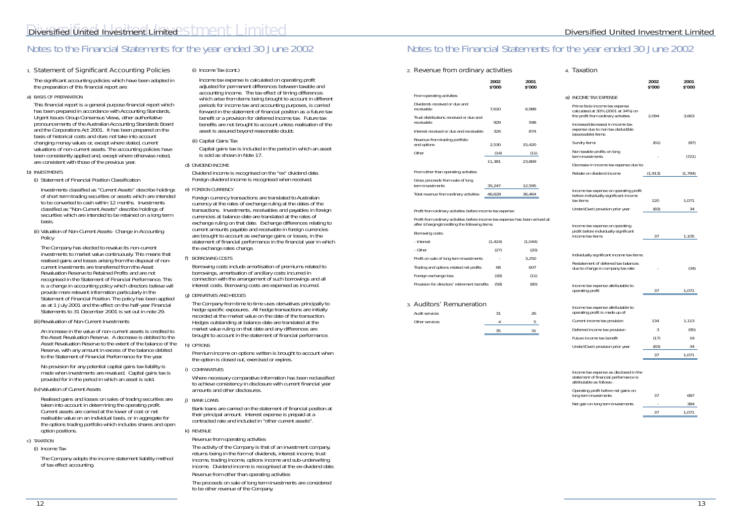## Notes to the Financial Statements for the year ended 30 June 2002

### 1. Statement of Significant Accounting Policies

The significant accounting policies which have been adopted in the preparation of this financial report are:

#### a) BASIS OF PREPARATION

This financial report is a general purpose financial report which has been prepared in accordance with Accounting Standards, Urgent Issues Group Consensus Views, other authoritative pronouncements of the Australian Accounting Standards Board and the Corporations Act 2001. It has been prepared on the basis of historical costs and does not take into account changing money values or, except where stated, current valuations of non-current assets. The accounting policies have been consistently applied and, except where otherwise noted, are consistent with those of the previous year.

#### b) INVESTMENTS

(i) Statement of Financial Position Classification

Investments classified as "Current Assets" describe holdings of short term trading securities or assets which are intended to be converted to cash within 12 months. Investments classified as "Non-Current Assets" describe holdings of securities which are intended to be retained on a long term basis.

(ii) Valuation of Non-Current Assets- Change in Accounting Policy

The Company has elected to revalue its non-current investments to market value continuously. This means that realised gains and losses arising from the disposal of non-current investments are transferred from the Asset Revaluation Reserve to Retained Profits and are not recognised in the Statement of Financial Performance. This is a change in accounting policy which directors believe will provide more relevant information particularly in the Statement of Financial Position. The policy has been applied as at 1 July 2001 and the effect on the half-year Financial Statements to 31 December 2001 is set out in note 29.

(iii) Revaluation of Non-Current Investments

An increase in the value of non-current assets is credited to the Asset Revaluation Reserve. A decrease is debited to the Asset Revaluation Reserve to the extent of the balance of the Reserve, with any amount in excess of the balance debited to the Statement of Financial Performance for the year.

No provision for any potential capital gains tax liability is made when investments are revalued. Capital gains tax is provided for in the period in which an asset is sold.

(iv) Valuation of Current Assets

Realised gains and losses on sales of trading securities are taken into account in determining the operating profit. Current assets are carried at the lower of cost or net realisable value on an individual basis, or in aggregate for the options trading portfolio which includes shares and open option positions.

#### c) TAXATION

(i) Income Tax

The Company adopts the income statement liability method of tax effect accounting.

(i) Income Tax (cont.)

Income tax expense is calculated on operating profit adjusted for permanent differences between taxable and accounting income. The tax effect of timing differences which arise from items being brought to account in different periods for income tax and accounting purposes, is carried forward in the statement of financial position as a future tax benefit or a provision for deferred income tax. Future tax benefits are not brought to account unless realisation of the asset is assured beyond reasonable doubt.

(ii) Capital Gains Tax

Capital gains tax is included in the period in which an asset is sold as shown in Note 17.

#### d) DIVIDEND INCOME

Dividend income is recognised on the "ex" dividend date. Foreign dividend income is recognised when received.

#### e) FOREIGN CURRENCY

Foreign currency transactions are translated to Australian currency at the rates of exchange ruling at the dates of the transactions. Investments, receivables and payables in foreign currencies at balance date are translated at the rates of exchange ruling on that date. Exchange differences relating to current amounts payable and receivable in foreign currencies are brought to account as exchange gains or losses, in the statement of financial performance in the financial year in which the exchange rates change.

#### f) BORROWING COSTS

Borrowing costs include amortisation of premiums related to borrowings, amortisation of ancillary costs incurred in connection with the arrangement of such borrowings and all interest costs. Borrowing costs are expensed as incurred.

#### g) DERIVATIVES AND HEDGES

The Company from time to time uses derivatives principally to hedge specific exposures. All hedge transactions are initially recorded at the market value on the date of the transaction. Hedges outstanding at balance date are translated at the market value ruling on that date and any differences are brought to account in the statement of financial performance.

#### h) OPTIONS

Premium income on options written is brought to account when the option is closed out, exercised or expires.

#### i) COMPARATIVES

Where necessary comparative information has been reclassified to achieve consistency in disclosure with current financial year amounts and other disclosures.

#### j) BANK LOANS

Bank loans are carried on the statement of financial position at their principal amount. Interest expense is prepaid at a contracted rate and included in "other current assets".

#### k) REVENUE

Revenue from operating activities

The activity of the Company is that of an investment company, returns being in the form of dividends, interest income, trust income, trading income, options income and sub-underwriting income. Dividend income is recognised at the ex-dividend date.

Revenue from other than operating activities

The proceeds on sale of long term investments are considered to be other revenue of the Company.

### 2. Revenue from ordinary activities

| | 2002 $'000 | 2001 $'000 |
|---|---|---|
| From operating activities | | |
| Dividends received or due and receivable | 7,610 | 6,988 |
| Trust distributions received or due and receivable | 929 | 598 |
| Interest received or due and receivable | 326 | 874 |
| Revenue from trading portfolio and options | 2,530 | 15,420 |
| Other | (14) | (11) |
| | 11,381 | 23,869 |
| From other than operating activities | | |
| Gross proceeds from sale of long term investments | 35,247 | 12,595 |
| Total revenue from ordinary activities | 46,628 | 36,464 |

Profit from ordinary activities before income tax expense

Profit from ordinary activities before income tax expense has been arrived at after (charging)/crediting the following items:

| | 2002 $'000 | 2001 $'000 |
|---|---|---|
| Borrowing costs: | | |
| - Interest | (1,424) | (1,044) |
| - Other | (27) | (20) |
| Profit on sale of long term investments | - | 3,250 |
| Trading and options related net profits | 68 | 607 |
| Foreign exchange loss | (18) | (11) |
| Provision for directors' retirement benefits | (58) | (80) |

### 3. Auditors' Remuneration

| | 2002 $'000 | 2001 $'000 |
|---|---|---|
| Audit services | 31 | 26 |
| Other services | 4 | 5 |
| | 35 | 31 |

### 4. Taxation

| | 2002 $'000 | 2001 $'000 |
|---|---|---|
| a) INCOME TAX EXPENSE | | |
| Prima facie income tax expense calculated at 30% (2001 at 34%) on the profit from ordinary activities | 2,094 | 3,663 |
| Increase/(decrease) in income tax expense due to non tax deductible (assessable) items: | | |
| Sundry items | (61) | (87) |
| Non taxable profits on long term investments | - | (721) |
| Decrease in income tax expense due to: | | |
| Rebate on dividend income | (1,913) | (1,784) |
| Income tax expense on operating profit before individually significant income tax items | 120 | 1,071 |
| Under/(Over) provision prior year | (83) | 34 |
| Income tax expense on operating profit before individually significant income tax items | 37 | 1,105 |
| Individually significant income tax items: | | |
| Restatement of deferred tax balances due to change in company tax rate | - | (34) |
| Income tax expense attributable to operating profit | 37 | 1,071 |
| Income tax expense attributable to operating profit is made up of: | | |
| Current income tax provision | 134 | 1,113 |
| Deferred income tax provision | 3 | (95) |
| Future income tax benefit | (17) | 19 |
| Under/(Over) provision prior year | (83) | 34 |
| | 37 | 1,071 |
| Income tax expense as disclosed in the statement of financial performance is attributable as follows:- | | |
| Operating profit before net gains on long term investments | 37 | 687 |
| Net gain on long term investments | - | 384 |
| | 37 | 1,071 |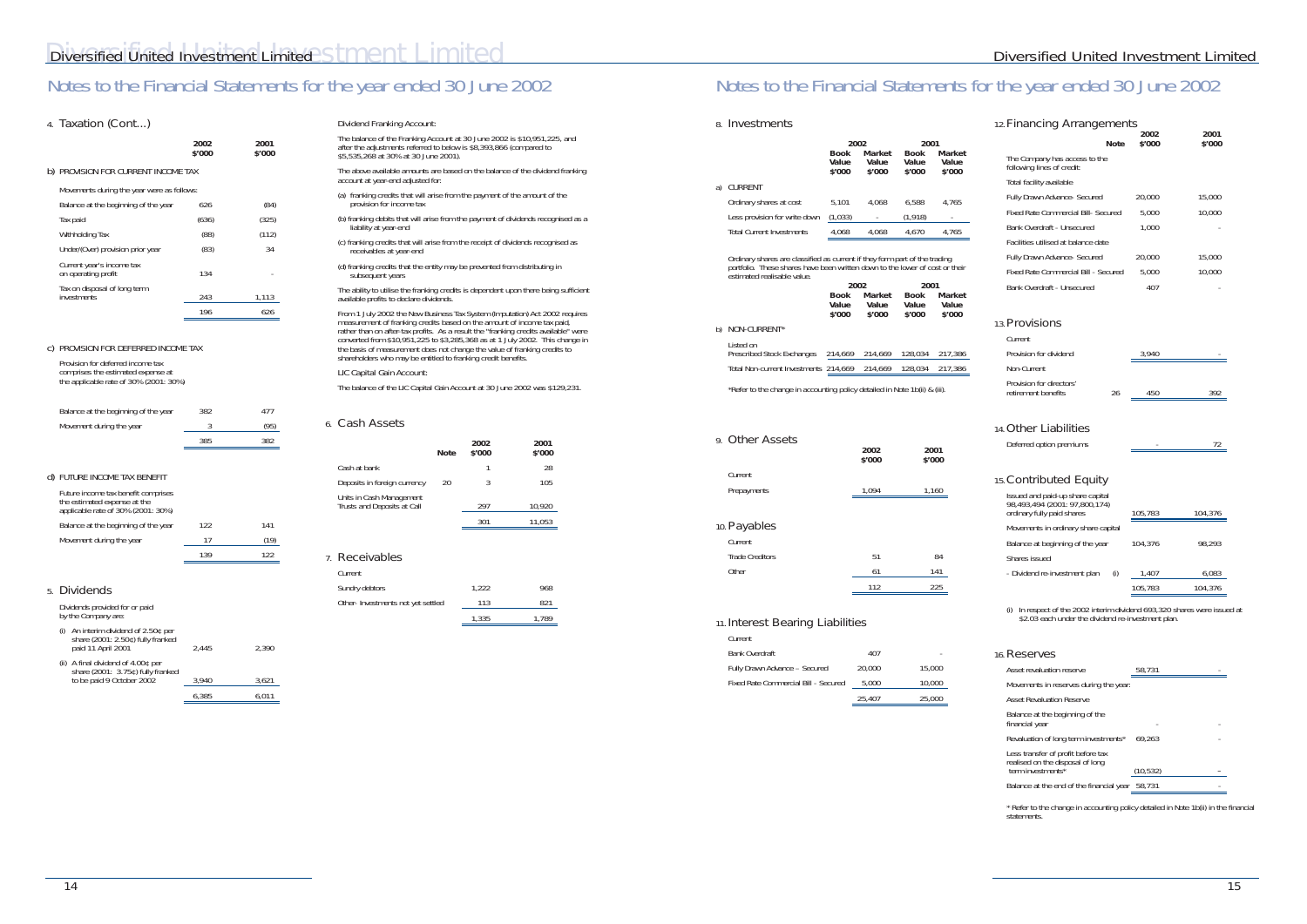# Notes to the Financial Statements for the year ended 30 June 2002

## 4. Taxation (Cont...)

| | 2002 $'000 | 2001 $'000 |
|---|---|---|
| **b) PROVISION FOR CURRENT INCOME TAX** | | |
| Movements during the year were as follows: | | |
| Balance at the beginning of the year | 626 | (84) |
| Tax paid | (636) | (325) |
| Withholding Tax | (88) | (112) |
| Under/(Over) provision prior year | (83) | 34 |
| Current year's income tax on operating profit | 134 | - |
| Tax on disposal of long term investments | 243 | 1,113 |
| | 196 | 626 |

**c) PROVISION FOR DEFERRED INCOME TAX**

Provision for deferred income tax comprises the estimated expense at the applicable rate of 30% (2001: 30%)

| | 2002 $'000 | 2001 $'000 |
|---|---|---|
| Balance at the beginning of the year | 382 | 477 |
| Movement during the year | 3 | (95) |
| | 385 | 382 |

**d) FUTURE INCOME TAX BENEFIT**

Future income tax benefit comprises the estimated expense at the applicable rate of 30% (2001: 30%)

| | 2002 $'000 | 2001 $'000 |
|---|---|---|
| Balance at the beginning of the year | 122 | 141 |
| Movement during the year | 17 | (19) |
| | 139 | 122 |

## 5. Dividends

Dividends provided for or paid by the Company are:

| | 2002 $'000 | 2001 $'000 |
|---|---|---|
| (i) An interim dividend of 2.50¢ per share (2001: 2.50¢) fully franked paid 11 April 2001 | 2,445 | 2,390 |
| (ii) A final dividend of 4.00¢ per share (2001: 3.75¢) fully franked to be paid 9 October 2002 | 3,940 | 3,621 |
| | 6,385 | 6,011 |

Dividend Franking Account:

The balance of the Franking Account at 30 June 2002 is $10,951,225, and after the adjustments referred to below is $8,393,866 (compared to $5,535,268 at 30% at 30 June 2001).

The above available amounts are based on the balance of the dividend franking account at year-end adjusted for:

(a) franking credits that will arise from the payment of the amount of the provision for income tax

(b) franking debits that will arise from the payment of dividends recognised as a liability at year-end

(c) franking credits that will arise from the receipt of dividends recognised as receivables at year-end

(d) franking credits that the entity may be prevented from distributing in subsequent years

The ability to utilise the franking credits is dependent upon there being sufficient available profits to declare dividends.

From 1 July 2002 the New Business Tax System (Imputation) Act 2002 requires measurement of franking credits based on the amount of income tax paid, rather than on after-tax profits. As a result the "franking credits available" were converted from $10,951,225 to $3,285,368 as at 1 July 2002. This change in the basis of measurement does not change the value of franking credits to shareholders who may be entitled to franking credit benefits.

LIC Capital Gain Account:

The balance of the LIC Capital Gain Account at 30 June 2002 was $129,231.

## 6. Cash Assets

| | Note | 2002 $'000 | 2001 $'000 |
|---|---|---|---|
| Cash at bank | | 1 | 28 |
| Deposits in foreign currency | 20 | 3 | 105 |
| Units in Cash Management Trusts and Deposits at Call | | 297 | 10,920 |
| | | 301 | 11,053 |

## 7. Receivables

| | 2002 $'000 | 2001 $'000 |
|---|---|---|
| Current | | |
| Sundry debtors | 1,222 | 968 |
| Other- Investments not yet settled | 113 | 821 |
| | 1,335 | 1,789 |

## 8. Investments

| | 2002 Book Value $'000 | 2002 Market Value $'000 | 2001 Book Value $'000 | 2001 Market Value $'000 |
|---|---|---|---|---|
| **a) CURRENT** | | | | |
| Ordinary shares at cost | 5,101 | 4,068 | 6,588 | 4,765 |
| Less provision for write down | (1,033) | - | (1,918) | - |
| Total Current Investments | 4,068 | 4,068 | 4,670 | 4,765 |

Ordinary shares are classified as current if they form part of the trading portfolio. These shares have been written down to the lower of cost or their estimated realisable value.

| | 2002 Book Value $'000 | 2002 Market Value $'000 | 2001 Book Value $'000 | 2001 Market Value $'000 |
|---|---|---|---|---|
| **b) NON-CURRENT*** | | | | |
| Listed on Prescribed Stock Exchanges | 214,669 | 214,669 | 128,034 | 217,386 |
| Total Non-current Investments | 214,669 | 214,669 | 128,034 | 217,386 |

*Refer to the change in accounting policy detailed in Note 1b(ii) & (iii).

## 9. Other Assets

| | 2002 $'000 | 2001 $'000 |
|---|---|---|
| Current | | |
| Prepayments | 1,094 | 1,160 |

## 10. Payables

| | 2002 $'000 | 2001 $'000 |
|---|---|---|
| Current | | |
| Trade Creditors | 51 | 84 |
| Other | 61 | 141 |
| | 112 | 225 |

## 11. Interest Bearing Liabilities

| | 2002 $'000 | 2001 $'000 |
|---|---|---|
| Current | | |
| Bank Overdraft | 407 | - |
| Fully Drawn Advance – Secured | 20,000 | 15,000 |
| Fixed Rate Commercial Bill - Secured | 5,000 | 10,000 |
| | 25,407 | 25,000 |

## 12. Financing Arrangements

| | Note | 2002 $'000 | 2001 $'000 |
|---|---|---|---|
| The Company has access to the following lines of credit: | | | |
| Total facility available | | | |
| Fully Drawn Advance- Secured | | 20,000 | 15,000 |
| Fixed Rate Commercial Bill- Secured | | 5,000 | 10,000 |
| Bank Overdraft - Unsecured | | 1,000 | - |
| Facilities utilised at balance date | | | |
| Fully Drawn Advance- Secured | | 20,000 | 15,000 |
| Fixed Rate Commercial Bill - Secured | | 5,000 | 10,000 |
| Bank Overdraft - Unsecured | | 407 | - |

## 13. Provisions

| | Note | 2002 $'000 | 2001 $'000 |
|---|---|---|---|
| Current | | | |
| Provision for dividend | | 3,940 | - |
| Non-Current | | | |
| Provision for directors' retirement benefits | 26 | 450 | 392 |

## 14. Other Liabilities

| | 2002 $'000 | 2001 $'000 |
|---|---|---|
| Deferred option premiums | - | 72 |

## 15. Contributed Equity

| | 2002 $'000 | 2001 $'000 |
|---|---|---|
| Issued and paid-up share capital 98,493,494 (2001: 97,800,174) ordinary fully paid shares | 105,783 | 104,376 |
| Movements in ordinary share capital | | |
| Balance at beginning of the year | 104,376 | 98,293 |
| Shares issued | | |
| - Dividend re-investment plan (i) | 1,407 | 6,083 |
| | 105,783 | 104,376 |

(i) In respect of the 2002 interim dividend 693,320 shares were issued at $2.03 each under the dividend re-investment plan.

## 16. Reserves

| | 2002 $'000 | 2001 $'000 |
|---|---|---|
| Asset revaluation reserve | 58,731 | - |
| Movements in reserves during the year: | | |
| Asset Revaluation Reserve | | |
| Balance at the beginning of the financial year | - | - |
| Revaluation of long term investments* | 69,263 | - |
| Less transfer of profit before tax realised on the disposal of long term investments* | (10,532) | - |
| Balance at the end of the financial year | 58,731 | - |

* Refer to the change in accounting policy detailed in Note 1b(ii) in the financial statements.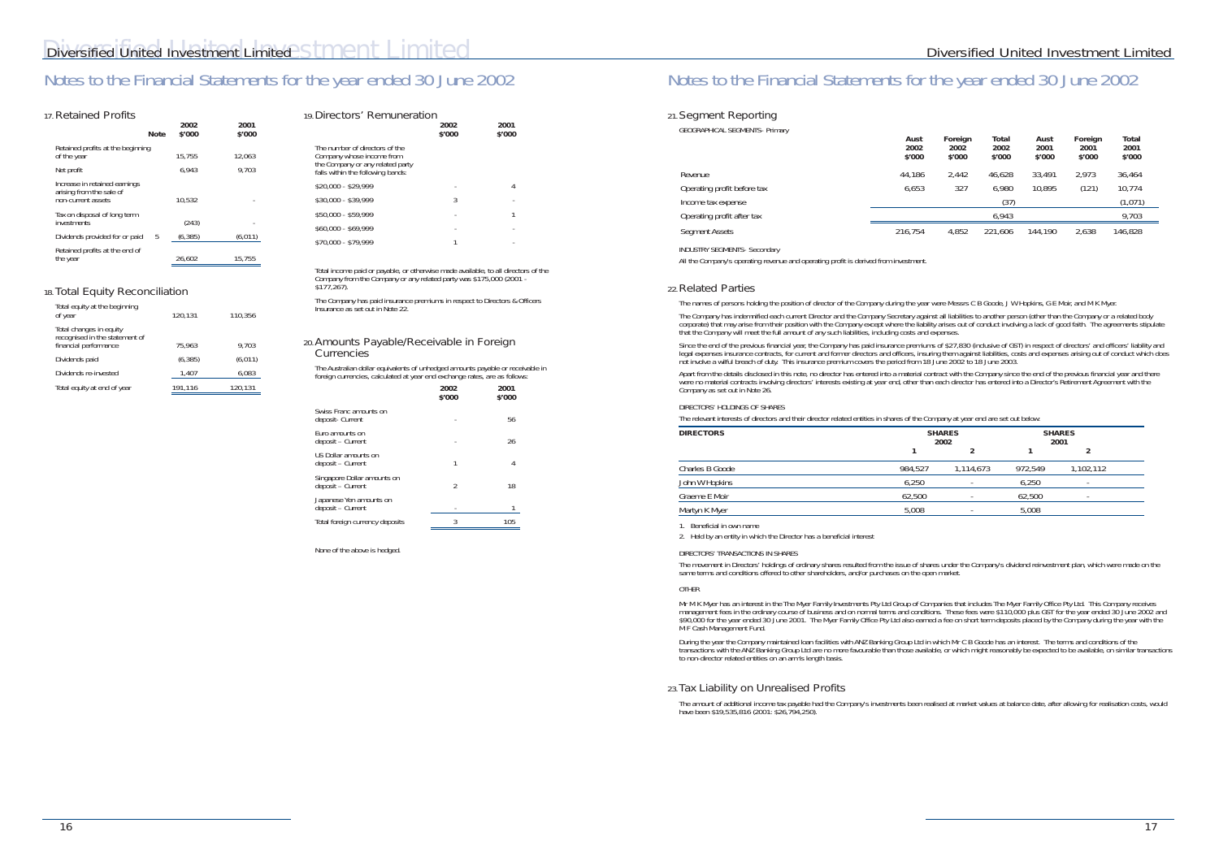# Notes to the Financial Statements for the year ended 30 June 2002

## 17. Retained Profits

| | Note | 2002 $'000 | 2001 $'000 |
|---|---|---|---|
| Retained profits at the beginning of the year | | 15,755 | 12,063 |
| Net profit | | 6,943 | 9,703 |
| Increase in retained earnings arising from the sale of non-current assets | | 10,532 | - |
| Tax on disposal of long term investments | | (243) | - |
| Dividends provided for or paid | 5 | (6,385) | (6,011) |
| Retained profits at the end of the year | | 26,602 | 15,755 |

## 18. Total Equity Reconciliation

| | 2002 | 2001 |
|---|---|---|
| Total equity at the beginning of year | 120,131 | 110,356 |
| Total changes in equity recognised in the statement of financial performance | 75,963 | 9,703 |
| Dividends paid | (6,385) | (6,011) |
| Dividends re-invested | 1,407 | 6,083 |
| Total equity at end of year | 191,116 | 120,131 |

## 19. Directors' Remuneration

| | 2002 $'000 | 2001 $'000 |
|---|---|---|
| The number of directors of the Company whose income from the Company or any related party falls within the following bands: | | |
| $20,000 - $29,999 | - | 4 |
| $30,000 - $39,999 | 3 | - |
| $50,000 - $59,999 | - | 1 |
| $60,000 - $69,999 | - | - |
| $70,000 - $79,999 | 1 | - |

Total income paid or payable, or otherwise made available, to all directors of the Company from the Company or any related party was $175,000 (2001 - $177,267).

The Company has paid insurance premiums in respect to Directors & Officers Insurance as set out in Note 22.

## 20. Amounts Payable/Receivable in Foreign Currencies

The Australian dollar equivalents of unhedged amounts payable or receivable in foreign currencies, calculated at year end exchange rates, are as follows:

| | 2002 $'000 | 2001 $'000 |
|---|---|---|
| Swiss Franc amounts on deposit- Current | - | 56 |
| Euro amounts on deposit – Current | - | 26 |
| US Dollar amounts on deposit – Current | 1 | 4 |
| Singapore Dollar amounts on deposit – Current | 2 | 18 |
| Japanese Yen amounts on deposit – Current | - | 1 |
| Total foreign currency deposits | 3 | 105 |

None of the above is hedged.

## 21. Segment Reporting

GEOGRAPHICAL SEGMENTS- Primary

| | Aust 2002 $'000 | Foreign 2002 $'000 | Total 2002 $'000 | Aust 2001 $'000 | Foreign 2001 $'000 | Total 2001 $'000 |
|---|---|---|---|---|---|---|
| Revenue | 44,186 | 2,442 | 46,628 | 33,491 | 2,973 | 36,464 |
| Operating profit before tax | 6,653 | 327 | 6,980 | 10,895 | (121) | 10,774 |
| Income tax expense | | | (37) | | | (1,071) |
| Operating profit after tax | | | 6,943 | | | 9,703 |
| Segment Assets | 216,754 | 4,852 | 221,606 | 144,190 | 2,638 | 146,828 |

INDUSTRY SEGMENTS- Secondary

All the Company's operating revenue and operating profit is derived from investment.

## 22. Related Parties

The names of persons holding the position of director of the Company during the year were Messrs C B Goode, J W Hopkins, G E Moir, and M K Myer.

The Company has indemnified each current Director and the Company Secretary against all liabilities to another person (other than the Company or a related body corporate) that may arise from their position with the Company except where the liability arises out of conduct involving a lack of good faith. The agreements stipulate that the Company will meet the full amount of any such liabilities, including costs and expenses.

Since the end of the previous financial year, the Company has paid insurance premiums of $27,830 (inclusive of GST) in respect of directors' and officers' liability and legal expenses insurance contracts, for current and former directors and officers, insuring them against liabilities, costs and expenses arising out of conduct which does not involve a wilful breach of duty. This insurance premium covers the period from 18 June 2002 to 18 June 2003.

Apart from the details disclosed in this note, no director has entered into a material contract with the Company since the end of the previous financial year and there were no material contracts involving directors' interests existing at year end, other than each director has entered into a Director's Retirement Agreement with the Company as set out in Note 26.

DIRECTORS' HOLDINGS OF SHARES

The relevant interests of directors and their director related entities in shares of the Company at year end are set out below:

| DIRECTORS | SHARES 2002 | | SHARES 2001 | |
|---|---|---|---|---|
| | 1 | 2 | 1 | 2 |
| Charles B Goode | 984,527 | 1,114,673 | 972,549 | 1,102,112 |
| John W Hopkins | 6,250 | - | 6,250 | - |
| Graeme E Moir | 62,500 | - | 62,500 | - |
| Martyn K Myer | 5,008 | - | 5,008 | |

1. Beneficial in own name
2. Held by an entity in which the Director has a beneficial interest

DIRECTORS' TRANSACTIONS IN SHARES

The movement in Directors' holdings of ordinary shares resulted from the issue of shares under the Company's dividend reinvestment plan, which were made on the same terms and conditions offered to other shareholders, and/or purchases on the open market.

OTHER

Mr M K Myer has an interest in the The Myer Family Investments Pty Ltd Group of Companies that includes The Myer Family Office Pty Ltd. This Company receives management fees in the ordinary course of business and on normal terms and conditions. These fees were $110,000 plus GST for the year ended 30 June 2002 and $90,000 for the year ended 30 June 2001. The Myer Family Office Pty Ltd also earned a fee on short term deposits placed by the Company during the year with the M F Cash Management Fund.

During the year the Company maintained loan facilities with ANZ Banking Group Ltd in which Mr C B Goode has an interest. The terms and conditions of the transactions with the ANZ Banking Group Ltd are no more favourable than those available, or which might reasonably be expected to be available, on similar transactions to non-director related entities on an arm's length basis.

## 23. Tax Liability on Unrealised Profits

The amount of additional income tax payable had the Company's investments been realised at market values at balance date, after allowing for realisation costs, would have been $19,535,816 (2001: $26,794,250).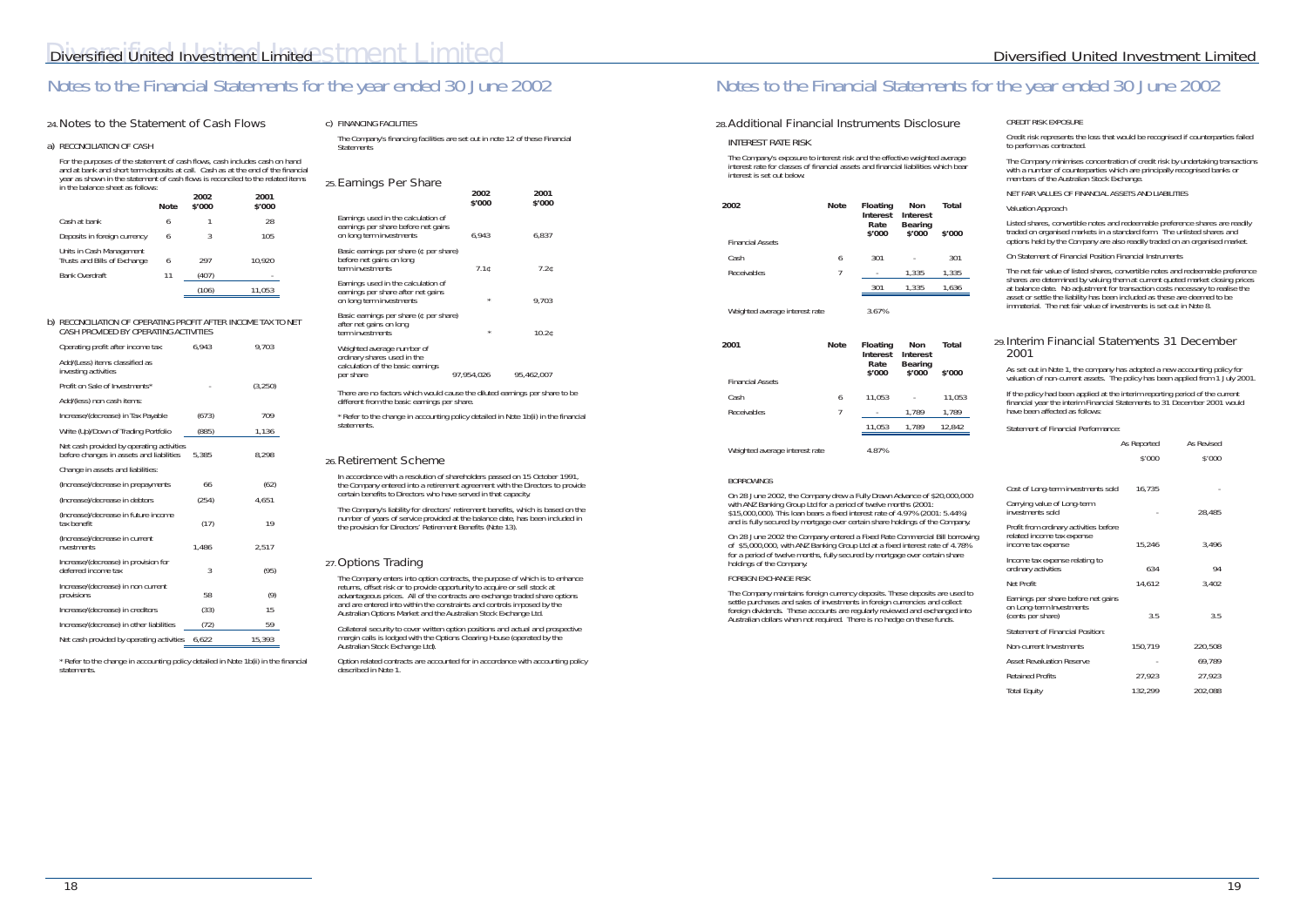# Notes to the Financial Statements for the year ended 30 June 2002

## 24. Notes to the Statement of Cash Flows

### a) RECONCILIATION OF CASH

For the purposes of the statement of cash flows, cash includes cash on hand and at bank and short term deposits at call. Cash as at the end of the financial year as shown in the statement of cash flows is reconciled to the related items in the balance sheet as follows:

| | Note | 2002 $'000 | 2001 $'000 |
|---|---|---|---|
| Cash at bank | 6 | 1 | 28 |
| Deposits in foreign currency | 6 | 3 | 105 |
| Units in Cash Management Trusts and Bills of Exchange | 6 | 297 | 10,920 |
| Bank Overdraft | 11 | (407) | - |
| | | (106) | 11,053 |

### b) RECONCILIATION OF OPERATING PROFIT AFTER INCOME TAX TO NET CASH PROVIDED BY OPERATING ACTIVITIES

| | 2002 | 2001 |
|---|---|---|
| Operating profit after income tax | 6,943 | 9,703 |
| Add/(Less) items classified as investing activities | | |
| Profit on Sale of Investments* | - | (3,250) |
| Add/(less) non cash items: | | |
| Increase/(decrease) in Tax Payable | (673) | 709 |
| Write (Up)/Down of Trading Portfolio | (885) | 1,136 |
| Net cash provided by operating activities before changes in assets and liabilities | 5,385 | 8,298 |
| Change in assets and liabilities: | | |
| (Increase)/decrease in prepayments | 66 | (62) |
| (Increase)/decrease in debtors | (254) | 4,651 |
| (Increase)/decrease in future income tax benefit | (17) | 19 |
| (Increase)/decrease in current nvestments | 1,486 | 2,517 |
| Increase/(decrease) in provision for deferred income tax | 3 | (95) |
| Increase/(decrease) in non current provisions | 58 | (9) |
| Increase/(decrease) in creditors | (33) | 15 |
| Increase/(decrease) in other liabilities | (72) | 59 |
| Net cash provided by operating activities | 6,622 | 15,393 |

\* Refer to the change in accounting policy detailed in Note 1b(ii) in the financial statements.

### c) FINANCING FACILITIES

The Company's financing facilities are set out in note 12 of these Financial Statements

## 25. Earnings Per Share

| | 2002 $'000 | 2001 $'000 |
|---|---|---|
| Earnings used in the calculation of earnings per share before net gains on long term investments | 6,943 | 6,837 |
| Basic earnings per share (¢ per share) before net gains on long term investments | 7.1¢ | 7.2¢ |
| Earnings used in the calculation of earnings per share after net gains on long term investments | * | 9,703 |
| Basic earnings per share (¢ per share) after net gains on long term investments | * | 10.2¢ |
| Weighted average number of ordinary shares used in the calculation of the basic earnings per share | 97,954,026 | 95,462,007 |

There are no factors which would cause the diluted earnings per share to be different from the basic earnings per share.

\* Refer to the change in accounting policy detailed in Note 1b(ii) in the financial statements.

## 26. Retirement Scheme

In accordance with a resolution of shareholders passed on 15 October 1991, the Company entered into a retirement agreement with the Directors to provide certain benefits to Directors who have served in that capacity.

The Company's liability for directors' retirement benefits, which is based on the number of years of service provided at the balance date, has been included in the provision for Directors' Retirement Benefits (Note 13).

## 27. Options Trading

The Company enters into option contracts, the purpose of which is to enhance returns, offset risk or to provide opportunity to acquire or sell stock at advantageous prices. All of the contracts are exchange traded share options and are entered into within the constraints and controls imposed by the Australian Options Market and the Australian Stock Exchange Ltd.

Collateral security to cover written option positions and actual and prospective margin calls is lodged with the Options Clearing House (operated by the Australian Stock Exchange Ltd).

Option related contracts are accounted for in accordance with accounting policy described in Note 1.

## 28. Additional Financial Instruments Disclosure

### INTEREST RATE RISK

The Company's exposure to interest risk and the effective weighted average interest rate for classes of financial assets and financial liabilities which bear interest is set out below.

| 2002 | Note | Floating Interest Rate $'000 | Non Interest Bearing $'000 | Total $'000 |
|---|---|---|---|---|
| Financial Assets | | | | |
| Cash | 6 | 301 | - | 301 |
| Receivables | 7 | - | 1,335 | 1,335 |
| | | 301 | 1,335 | 1,636 |
| Weighted average interest rate | | 3.67% | | |

| 2001 | Note | Floating Interest Rate $'000 | Non Interest Bearing $'000 | Total $'000 |
|---|---|---|---|---|
| Financial Assets | | | | |
| Cash | 6 | 11,053 | - | 11,053 |
| Receivables | 7 | - | 1,789 | 1,789 |
| | | 11,053 | 1,789 | 12,842 |
| Weighted average interest rate | | 4.87% | | |

### BORROWINGS

On 28 June 2002, the Company drew a Fully Drawn Advance of $20,000,000 with ANZ Banking Group Ltd for a period of twelve months (2001: $15,000,000). This loan bears a fixed interest rate of 4.97% (2001: 5.44%) and is fully secured by mortgage over certain share holdings of the Company.

On 28 June 2002 the Company entered a Fixed Rate Commercial Bill borrowing of $5,000,000, with ANZ Banking Group Ltd at a fixed interest rate of 4.78% for a period of twelve months, fully secured by mortgage over certain share holdings of the Company.

### FOREIGN EXCHANGE RISK

The Company maintains foreign currency deposits. These deposits are used to settle purchases and sales of investments in foreign currencies and collect foreign dividends. These accounts are regularly reviewed and exchanged into Australian dollars when not required. There is no hedge on these funds.

### CREDIT RISK EXPOSURE

Credit risk represents the loss that would be recognised if counterparties failed to perform as contracted.

The Company minimises concentration of credit risk by undertaking transactions with a number of counterparties which are principally recognised banks or members of the Australian Stock Exchange.

### NET FAIR VALUES OF FINANCIAL ASSETS AND LIABILITIES

Valuation Approach

Listed shares, convertible notes and redeemable preference shares are readily traded on organised markets in a standard form. The unlisted shares and options held by the Company are also readily traded on an organised market.

On Statement of Financial Position Financial Instruments

The net fair value of listed shares, convertible notes and redeemable preference shares are determined by valuing them at current quoted market closing prices at balance date. No adjustment for transaction costs necessary to realise the asset or settle the liability has been included as these are deemed to be immaterial. The net fair value of investments is set out in Note 8.

## 29. Interim Financial Statements 31 December 2001

As set out in Note 1, the company has adopted a new accounting policy for valuation of non-current assets. The policy has been applied from 1 July 2001.

If the policy had been applied at the interim reporting period of the current financial year the interim Financial Statements to 31 December 2001 would have been affected as follows:

Statement of Financial Performance:

| | As Reported $'000 | As Revised $'000 |
|---|---|---|
| Cost of Long-term investments sold | 16,735 | - |
| Carrying value of Long-term investments sold | - | 28,485 |
| Profit from ordinary activities before related income tax expense income tax expense | 15,246 | 3,496 |
| Income tax expense relating to ordinary activities | 634 | 94 |
| Net Profit | 14,612 | 3,402 |
| Earnings per share before net gains on Long-term Investments (cents per share) | 3.5 | 3.5 |
| Statement of Financial Position: | | |
| Non-current Investments | 150,719 | 220,508 |
| Asset Revaluation Reserve | - | 69,789 |
| Retained Profits | 27,923 | 27,923 |
| Total Equity | 132,299 | 202,088 |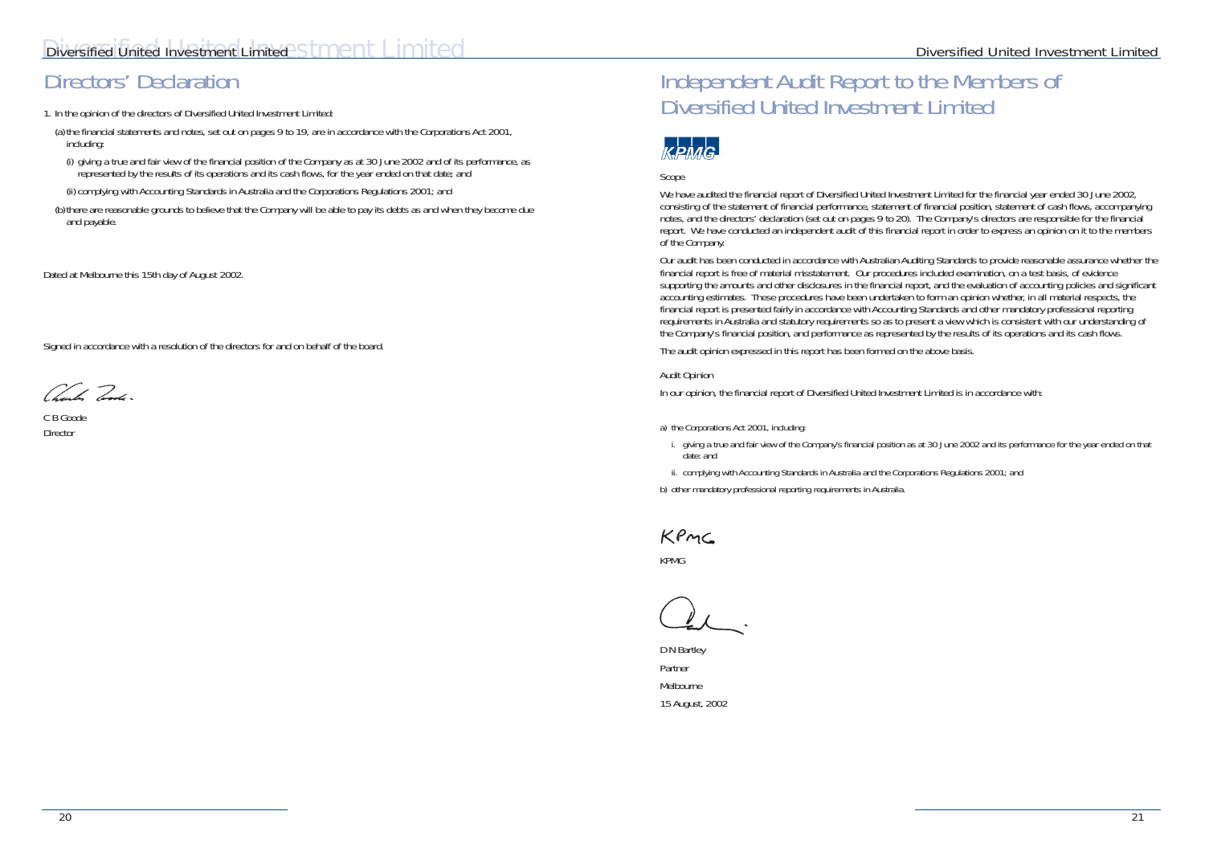# Directors' Declaration

1. In the opinion of the directors of Diversified United Investment Limited:

   (a) the financial statements and notes, set out on pages 9 to 19, are in accordance with the Corporations Act 2001, including:

   (i) giving a true and fair view of the financial position of the Company as at 30 June 2002 and of its performance, as represented by the results of its operations and its cash flows, for the year ended on that date; and

   (ii) complying with Accounting Standards in Australia and the Corporations Regulations 2001; and

   (b) there are reasonable grounds to believe that the Company will be able to pay its debts as and when they become due and payable.

Dated at Melbourne this 15th day of August 2002.

Signed in accordance with a resolution of the directors for and on behalf of the board.

C B Goode
Director

# Independent Audit Report to the Members of Diversified United Investment Limited

KPMG

Scope

We have audited the financial report of Diversified United Investment Limited for the financial year ended 30 June 2002, consisting of the statement of financial performance, statement of financial position, statement of cash flows, accompanying notes, and the directors' declaration (set out on pages 9 to 20). The Company's directors are responsible for the financial report. We have conducted an independent audit of this financial report in order to express an opinion on it to the members of the Company.

Our audit has been conducted in accordance with Australian Auditing Standards to provide reasonable assurance whether the financial report is free of material misstatement. Our procedures included examination, on a test basis, of evidence supporting the amounts and other disclosures in the financial report, and the evaluation of accounting policies and significant accounting estimates. These procedures have been undertaken to form an opinion whether, in all material respects, the financial report is presented fairly in accordance with Accounting Standards and other mandatory professional reporting requirements in Australia and statutory requirements so as to present a view which is consistent with our understanding of the Company's financial position, and performance as represented by the results of its operations and its cash flows.

The audit opinion expressed in this report has been formed on the above basis.

Audit Opinion

In our opinion, the financial report of Diversified United Investment Limited is in accordance with:

a) the Corporations Act 2001, including:

   i. giving a true and fair view of the Company's financial position as at 30 June 2002 and its performance for the year ended on that date; and

   ii. complying with Accounting Standards in Australia and the Corporations Regulations 2001; and

b) other mandatory professional reporting requirements in Australia.

KPMG

D N Bartley
Partner
Melbourne
15 August, 2002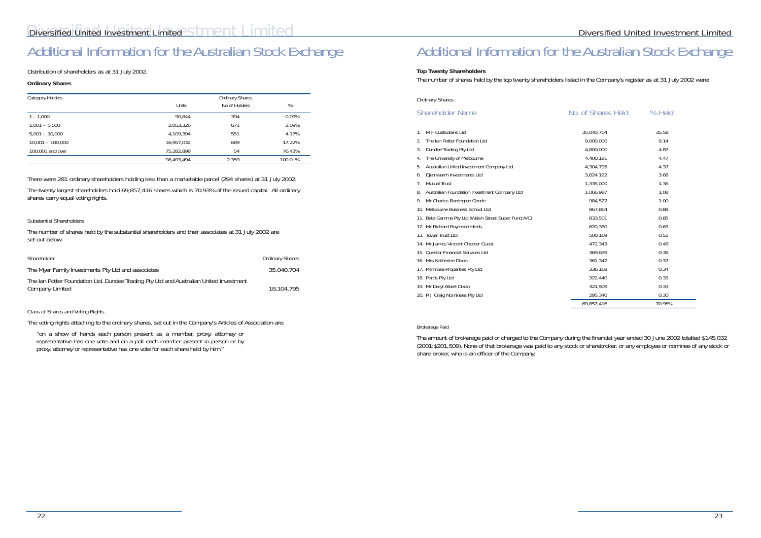# Additional Information for the Australian Stock Exchange

Distribution of shareholders as at 31 July 2002.

**Ordinary Shares**

| Category Holders | Units | Ordinary Shares No of Holders | % |
|---|---|---|---|
| 1 - 1,000 | 90,844 | 394 | 0.09% |
| 1,001 – 5,000 | 2,053,326 | 671 | 2.09% |
| 5,001 – 10,000 | 4,109,394 | 551 | 4.17% |
| 10,001 – 100,000 | 16,957,032 | 689 | 17.22% |
| 100,001 and over | 75,282,898 | 54 | 76.43% |
| | 98,493,494 | 2,359 | 100.0 % |

There were 281 ordinary shareholders holding less than a marketable parcel (294 shares) at 31 July 2002.

The twenty largest shareholders hold 69,857,416 shares which is 70.93% of the issued capital. All ordinary shares carry equal voting rights.

### Substantial Shareholders

The number of shares held by the substantial shareholders and their associates at 31 July 2002 are set out below:

| Shareholder | Ordinary Shares |
|---|---|
| The Myer Family Investments Pty Ltd and associates | 35,040,704 |
| The Ian Potter Foundation Ltd, Dundee Trading Pty Ltd and Australian United Investment Company Limited | 18,104,795 |

### Class of Shares and Voting Rights

The voting rights attaching to the ordinary shares, set out in the Company's Articles of Association are:

"on a show of hands each person present as a member, proxy, attorney or representative has one vote and on a poll each member present in person or by proxy, attorney or representative has one vote for each share held by him."

# Additional Information for the Australian Stock Exchange

**Top Twenty Shareholders**

The number of shares held by the top twenty shareholders listed in the Company's register as at 31 July 2002 were:

Ordinary Shares

| Shareholder Name | No. of Shares Held | % Held |
|---|---|---|
| 1. M F Custodians Ltd | 35,040,704 | 35.58 |
| 2. The Ian Potter Foundation Ltd | 9,000,000 | 9.14 |
| 3. Dundee Trading Pty Ltd | 4,800,000 | 4.87 |
| 4. The University of Melbourne | 4,400,181 | 4.47 |
| 5. Australian United Investment Company Ltd | 4,304,795 | 4.37 |
| 6. Djerriwarrh Investments Ltd | 3,624,122 | 3.68 |
| 7. Mutual Trust | 1,335,000 | 1.36 |
| 8. Australian Foundation Investment Company Ltd | 1,066,987 | 1.08 |
| 9. Mr Charles Barrington Goode | 984,527 | 1.00 |
| 10. Melbourne Business School Ltd | 867,864 | 0.88 |
| 11. Beta Gamma Pty Ltd (Walsh Street Super Fund A/C) | 833,501 | 0.85 |
| 12. Mr Richard Raymond Hinds | 620,380 | 0.63 |
| 13. Tower Trust Ltd | 500,169 | 0.51 |
| 14. Mr James Vincent Chester Guest | 472,343 | 0.48 |
| 15. Questor Financial Services Ltd | 369,639 | 0.38 |
| 16. Mrs Katherine Dixon | 361,347 | 0.37 |
| 17. Primrose Properties Pty Ltd | 336,168 | 0.34 |
| 18. Pards Pty Ltd | 322,440 | 0.33 |
| 19. Mr Daryl Albert Dixon | 321,909 | 0.33 |
| 20. R J Craig Nominees Pty Ltd | 295,340 | 0.30 |
| | 69,857,416 | 70.95% |

### Brokerage Paid

The amount of brokerage paid or charged to the Company during the financial year ended 30 June 2002 totalled $145,032 (2001:$201,509). None of that brokerage was paid to any stock or sharebroker, or any employee or nominee of any stock or share broker, who is an officer of the Company.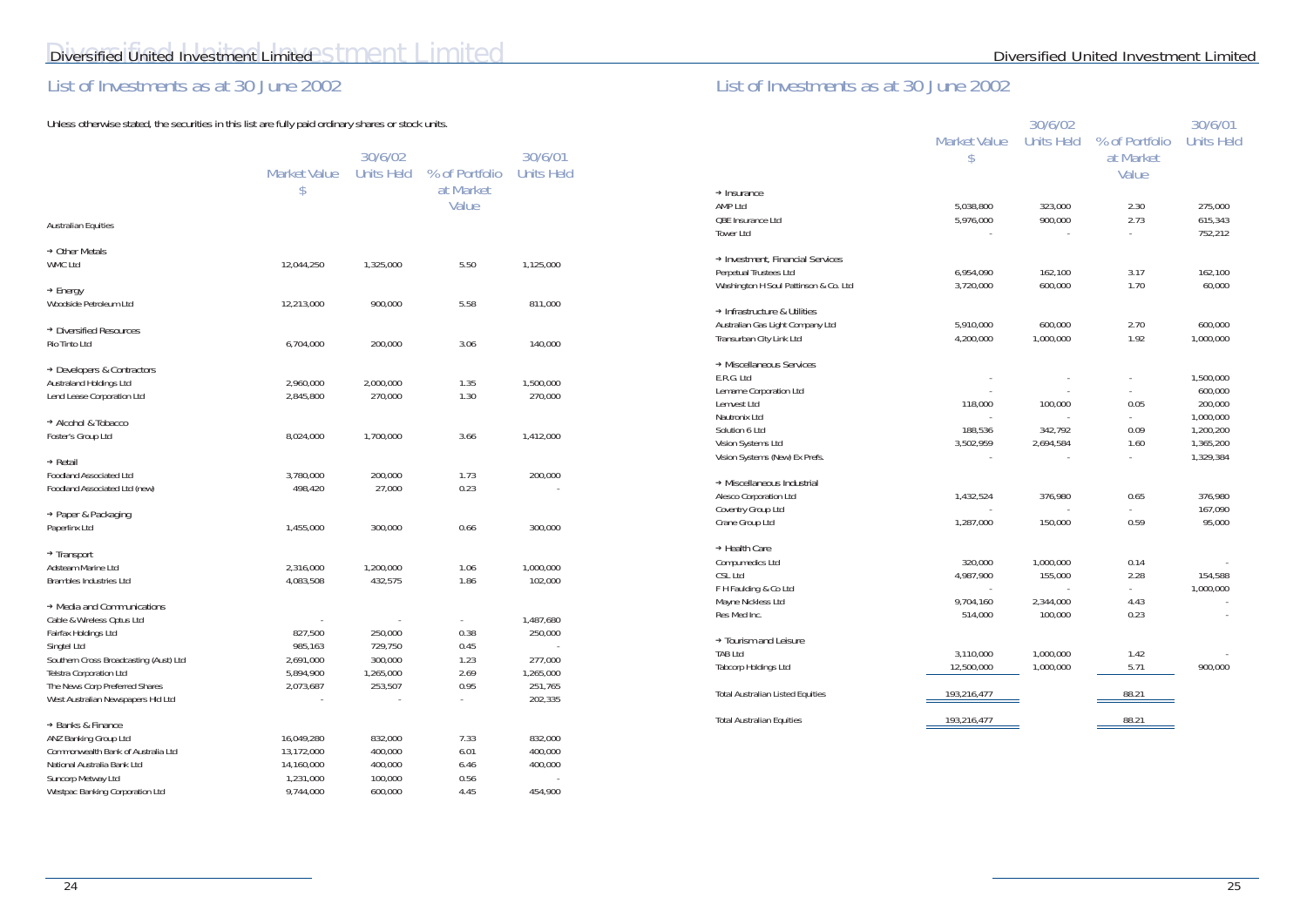# List of Investments as at 30 June 2002

Unless otherwise stated, the securities in this list are fully paid ordinary shares or stock units.

| | Market Value $ | 30/6/02 Units Held | % of Portfolio at Market Value | 30/6/01 Units Held |
|---|---|---|---|---|
| **Australian Equities** | | | | |
| → Other Metals | | | | |
| WMC Ltd | 12,044,250 | 1,325,000 | 5.50 | 1,125,000 |
| → Energy | | | | |
| Woodside Petroleum Ltd | 12,213,000 | 900,000 | 5.58 | 811,000 |
| → Diversified Resources | | | | |
| Rio Tinto Ltd | 6,704,000 | 200,000 | 3.06 | 140,000 |
| → Developers & Contractors | | | | |
| Australand Holdings Ltd | 2,960,000 | 2,000,000 | 1.35 | 1,500,000 |
| Lend Lease Corporation Ltd | 2,845,800 | 270,000 | 1.30 | 270,000 |
| → Alcohol & Tobacco | | | | |
| Foster's Group Ltd | 8,024,000 | 1,700,000 | 3.66 | 1,412,000 |
| → Retail | | | | |
| Foodland Associated Ltd | 3,780,000 | 200,000 | 1.73 | 200,000 |
| Foodland Associated Ltd (new) | 498,420 | 27,000 | 0.23 | - |
| → Paper & Packaging | | | | |
| Paperlinx Ltd | 1,455,000 | 300,000 | 0.66 | 300,000 |
| → Transport | | | | |
| Adsteam Marine Ltd | 2,316,000 | 1,200,000 | 1.06 | 1,000,000 |
| Brambles Industries Ltd | 4,083,508 | 432,575 | 1.86 | 102,000 |
| → Media and Communications | | | | |
| Cable & Wireless Optus Ltd | - | - | - | 1,487,680 |
| Fairfax Holdings Ltd | 827,500 | 250,000 | 0.38 | 250,000 |
| Singtel Ltd | 985,163 | 729,750 | 0.45 | - |
| Southern Cross Broadcasting (Aust) Ltd | 2,691,000 | 300,000 | 1.23 | 277,000 |
| Telstra Corporation Ltd | 5,894,900 | 1,265,000 | 2.69 | 1,265,000 |
| The News Corp Preferred Shares | 2,073,687 | 253,507 | 0.95 | 251,765 |
| West Australian Newspapers Hld Ltd | - | - | - | 202,335 |
| → Banks & Finance | | | | |
| ANZ Banking Group Ltd | 16,049,280 | 832,000 | 7.33 | 832,000 |
| Commonwealth Bank of Australia Ltd | 13,172,000 | 400,000 | 6.01 | 400,000 |
| National Australia Bank Ltd | 14,160,000 | 400,000 | 6.46 | 400,000 |
| Suncorp Metway Ltd | 1,231,000 | 100,000 | 0.56 | - |
| Westpac Banking Corporation Ltd | 9,744,000 | 600,000 | 4.45 | 454,900 |
| → Insurance | | | | |
| AMP Ltd | 5,038,800 | 323,000 | 2.30 | 275,000 |
| QBE Insurance Ltd | 5,976,000 | 900,000 | 2.73 | 615,343 |
| Tower Ltd | - | - | - | 752,212 |
| → Investment, Financial Services | | | | |
| Perpetual Trustees Ltd | 6,954,090 | 162,100 | 3.17 | 162,100 |
| Washington H Soul Pattinson & Co. Ltd | 3,720,000 | 600,000 | 1.70 | 60,000 |
| → Infrastructure & Utilities | | | | |
| Australian Gas Light Company Ltd | 5,910,000 | 600,000 | 2.70 | 600,000 |
| Transurban City Link Ltd | 4,200,000 | 1,000,000 | 1.92 | 1,000,000 |
| → Miscellaneous Services | | | | |
| E.R.G. Ltd | - | - | - | 1,500,000 |
| Lemarne Corporation Ltd | - | - | - | 600,000 |
| Lemvest Ltd | 118,000 | 100,000 | 0.05 | 200,000 |
| Nautronix Ltd | - | - | - | 1,000,000 |
| Solution 6 Ltd | 188,536 | 342,792 | 0.09 | 1,200,200 |
| Vision Systems Ltd | 3,502,959 | 2,694,584 | 1.60 | 1,365,200 |
| Vision Systems (New) Ex Prefs. | - | - | - | 1,329,384 |
| → Miscellaneous Industrial | | | | |
| Alesco Corporation Ltd | 1,432,524 | 376,980 | 0.65 | 376,980 |
| Coventry Group Ltd | - | - | - | 167,090 |
| Crane Group Ltd | 1,287,000 | 150,000 | 0.59 | 95,000 |
| → Health Care | | | | |
| Compumedics Ltd | 320,000 | 1,000,000 | 0.14 | - |
| CSL Ltd | 4,987,900 | 155,000 | 2.28 | 154,588 |
| F H Faulding & Co Ltd | - | - | - | 1,000,000 |
| Mayne Nickless Ltd | 9,704,160 | 2,344,000 | 4.43 | - |
| Res Med Inc. | 514,000 | 100,000 | 0.23 | - |
| → Tourism and Leisure | | | | |
| TAB Ltd | 3,110,000 | 1,000,000 | 1.42 | - |
| Tabcorp Holdings Ltd | 12,500,000 | 1,000,000 | 5.71 | 900,000 |
| Total Australian Listed Equities | 193,216,477 | | 88.21 | |
| Total Australian Equities | 193,216,477 | | 88.21 | |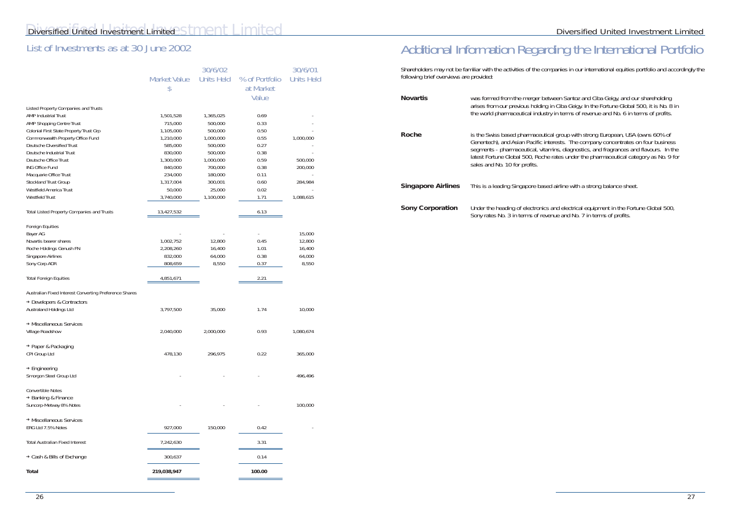## List of Investments as at 30 June 2002

| | Market Value $ | 30/6/02 Units Held | % of Portfolio at Market Value | 30/6/01 Units Held |
|---|---|---|---|---|
| Listed Property Companies and Trusts | | | | |
| AMP Industrial Trust | 1,501,528 | 1,365,025 | 0.69 | - |
| AMP Shopping Centre Trust | 715,000 | 500,000 | 0.33 | - |
| Colonial First State Property Trust Grp | 1,105,000 | 500,000 | 0.50 | - |
| Commonwealth Property Office Fund | 1,210,000 | 1,000,000 | 0.55 | 1,000,000 |
| Deutsche Diversified Trust | 585,000 | 500,000 | 0.27 | - |
| Deutsche Industrial Trust | 830,000 | 500,000 | 0.38 | - |
| Deutsche Office Trust | 1,300,000 | 1,000,000 | 0.59 | 500,000 |
| ING Office Fund | 840,000 | 700,000 | 0.38 | 200,000 |
| Macquarie Office Trust | 234,000 | 180,000 | 0.11 | - |
| Stockland Trust Group | 1,317,004 | 300,001 | 0.60 | 284,984 |
| Westfield America Trust | 50,000 | 25,000 | 0.02 | - |
| Westfield Trust | 3,740,000 | 1,100,000 | 1.71 | 1,088,615 |
| Total Listed Property Companies and Trusts | 13,427,532 | | 6.13 | |
| Foreign Equities | | | | |
| Bayer AG | - | - | - | 15,000 |
| Novartis bearer shares | 1,002,752 | 12,800 | 0.45 | 12,800 |
| Roche Holdings Genush FN | 2,208,260 | 16,400 | 1.01 | 16,400 |
| Singapore Airlines | 832,000 | 64,000 | 0.38 | 64,000 |
| Sony Corp ADR | 808,659 | 8,550 | 0.37 | 8,550 |
| Total Foreign Equities | 4,851,671 | | 2.21 | |
| Australian Fixed Interest Converting Preference Shares | | | | |
| → Developers & Contractors | | | | |
| Australand Holdings Ltd | 3,797,500 | 35,000 | 1.74 | 10,000 |
| → Miscellaneous Services | | | | |
| Village Roadshow | 2,040,000 | 2,000,000 | 0.93 | 1,080,674 |
| → Paper & Packaging | | | | |
| CPI Group Ltd | 478,130 | 296,975 | 0.22 | 365,000 |
| → Engineering | | | | |
| Smorgon Steel Group Ltd | - | - | - | 496,496 |
| Convertible Notes | | | | |
| → Banking & Finance | | | | |
| Suncorp-Metway 8% Notes | - | - | - | 100,000 |
| → Miscellaneous Services | | | | |
| ERG Ltd 7.5% Notes | 927,000 | 150,000 | 0.42 | - |
| Total Australian Fixed Interest | 7,242,630 | | 3.31 | |
| → Cash & Bills of Exchange | 300,637 | | 0.14 | |
| **Total** | **219,038,947** | | **100.00** | |

## Additional Information Regarding the International Portfolio

Shareholders may not be familiar with the activities of the companies in our international equities portfolio and accordingly the following brief overviews are provided:

**Novartis** was formed from the merger between Santoz and Ciba Geigy, and our shareholding arises from our previous holding in Ciba Geigy. In the Fortune Global 500, it is No. 8 in the world pharmaceutical industry in terms of revenue and No. 6 in terms of profits.

**Roche** is the Swiss based pharmaceutical group with strong European, USA (owns 60% of Genentech), and Asian Pacific interests. The company concentrates on four business segments - pharmaceutical, vitamins, diagnostics, and fragrances and flavours. In the latest Fortune Global 500, Roche rates under the pharmaceutical category as No. 9 for sales and No. 10 for profits.

**Singapore Airlines** This is a leading Singapore based airline with a strong balance sheet.

**Sony Corporation** Under the heading of electronics and electrical equipment in the Fortune Global 500, Sony rates No. 3 in terms of revenue and No. 7 in terms of profits.